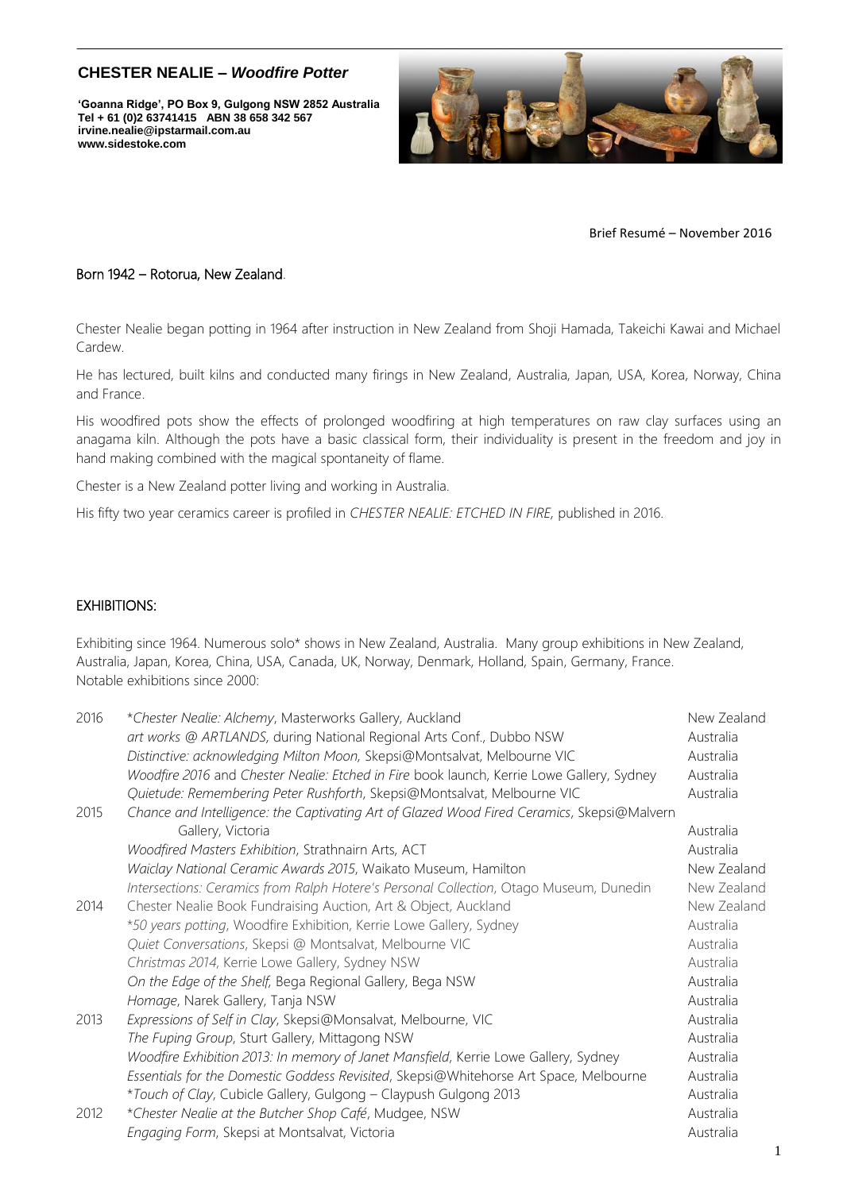## CHESTER NEALIE – *Woodfire Potter*

**'Goanna Ridge', PO Box 9, Gulgong NSW 2852 Australia**
**Tel + 61 (0)2 63741415 ABN 38 658 342 567**
**irvine.nealie@ipstarmail.com.au**
**www.sidestoke.com**

Brief Resumé – November 2016

Born 1942 – Rotorua, New Zealand.

Chester Nealie began potting in 1964 after instruction in New Zealand from Shoji Hamada, Takeichi Kawai and Michael Cardew.

He has lectured, built kilns and conducted many firings in New Zealand, Australia, Japan, USA, Korea, Norway, China and France.

His woodfired pots show the effects of prolonged woodfiring at high temperatures on raw clay surfaces using an anagama kiln. Although the pots have a basic classical form, their individuality is present in the freedom and joy in hand making combined with the magical spontaneity of flame.

Chester is a New Zealand potter living and working in Australia.

His fifty two year ceramics career is profiled in *CHESTER NEALIE: ETCHED IN FIRE*, published in 2016.

## EXHIBITIONS:

Exhibiting since 1964. Numerous solo* shows in New Zealand, Australia. Many group exhibitions in New Zealand, Australia, Japan, Korea, China, USA, Canada, UK, Norway, Denmark, Holland, Spain, Germany, France.
Notable exhibitions since 2000:

| | | |
|---|---|---|
| 2016 | **Chester Nealie: Alchemy*, Masterworks Gallery, Auckland | New Zealand |
| | *art works @ ARTLANDS*, during National Regional Arts Conf., Dubbo NSW | Australia |
| | *Distinctive: acknowledging Milton Moon*, Skepsi@Montsalvat, Melbourne VIC | Australia |
| | *Woodfire 2016* and *Chester Nealie: Etched in Fire* book launch, Kerrie Lowe Gallery, Sydney | Australia |
| | *Quietude: Remembering Peter Rushforth*, Skepsi@Montsalvat, Melbourne VIC | Australia |
| 2015 | *Chance and Intelligence: the Captivating Art of Glazed Wood Fired Ceramics*, Skepsi@Malvern Gallery, Victoria | Australia |
| | *Woodfired Masters Exhibition*, Strathnairn Arts, ACT | Australia |
| | *Waiclay National Ceramic Awards 2015*, Waikato Museum, Hamilton | New Zealand |
| | *Intersections: Ceramics from Ralph Hotere's Personal Collection*, Otago Museum, Dunedin | New Zealand |
| 2014 | Chester Nealie Book Fundraising Auction, Art & Object, Auckland | New Zealand |
| | **50 years potting*, Woodfire Exhibition, Kerrie Lowe Gallery, Sydney | Australia |
| | *Quiet Conversations*, Skepsi @ Montsalvat, Melbourne VIC | Australia |
| | *Christmas 2014*, Kerrie Lowe Gallery, Sydney NSW | Australia |
| | *On the Edge of the Shelf*, Bega Regional Gallery, Bega NSW | Australia |
| | *Homage*, Narek Gallery, Tanja NSW | Australia |
| 2013 | *Expressions of Self in Clay*, Skepsi@Monsalvat, Melbourne, VIC | Australia |
| | *The Fuping Group*, Sturt Gallery, Mittagong NSW | Australia |
| | *Woodfire Exhibition 2013: In memory of Janet Mansfield*, Kerrie Lowe Gallery, Sydney | Australia |
| | *Essentials for the Domestic Goddess Revisited*, Skepsi@Whitehorse Art Space, Melbourne | Australia |
| | **Touch of Clay*, Cubicle Gallery, Gulgong – Claypush Gulgong 2013 | Australia |
| 2012 | **Chester Nealie at the Butcher Shop Café*, Mudgee, NSW | Australia |
| | *Engaging Form*, Skepsi at Montsalvat, Victoria | Australia |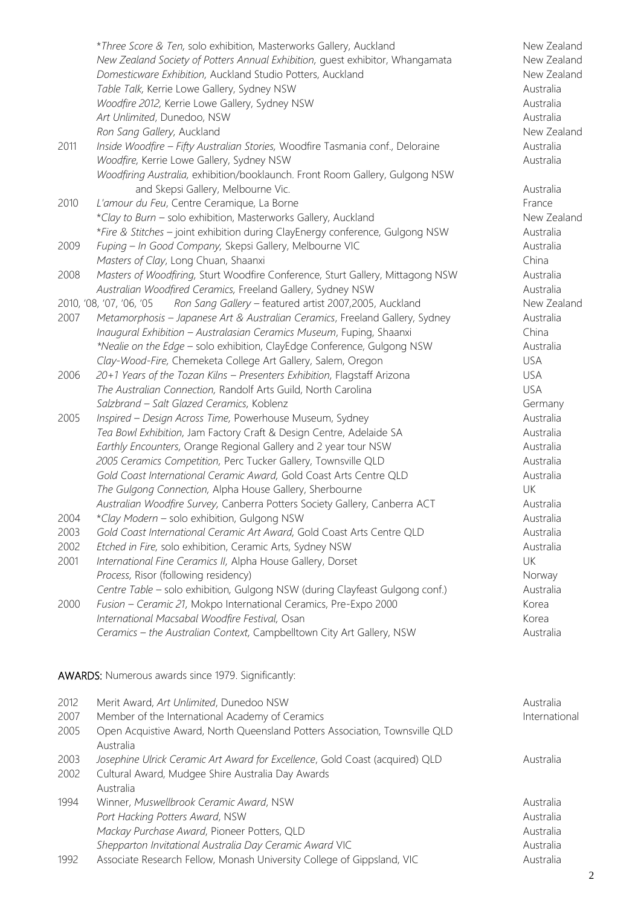| | | |
|---|---|---|
| | \**Three Score & Ten*, solo exhibition, Masterworks Gallery, Auckland | New Zealand |
| | *New Zealand Society of Potters Annual Exhibition*, guest exhibitor, Whangamata | New Zealand |
| | *Domesticware Exhibition*, Auckland Studio Potters, Auckland | New Zealand |
| | *Table Talk*, Kerrie Lowe Gallery, Sydney NSW | Australia |
| | *Woodfire 2012*, Kerrie Lowe Gallery, Sydney NSW | Australia |
| | *Art Unlimited*, Dunedoo, NSW | Australia |
| | *Ron Sang Gallery*, Auckland | New Zealand |
| 2011 | *Inside Woodfire – Fifty Australian Stories*, Woodfire Tasmania conf., Deloraine | Australia |
| | *Woodfire*, Kerrie Lowe Gallery, Sydney NSW | Australia |
| | *Woodfiring Australia*, exhibition/booklaunch. Front Room Gallery, Gulgong NSW and Skepsi Gallery, Melbourne Vic. | Australia |
| 2010 | *L'amour du Feu*, Centre Ceramique, La Borne | France |
| | \**Clay to Burn* – solo exhibition, Masterworks Gallery, Auckland | New Zealand |
| | \**Fire & Stitches* – joint exhibition during ClayEnergy conference, Gulgong NSW | Australia |
| 2009 | *Fuping – In Good Company*, Skepsi Gallery, Melbourne VIC | Australia |
| | *Masters of Clay*, Long Chuan, Shaanxi | China |
| 2008 | *Masters of Woodfiring*, Sturt Woodfire Conference, Sturt Gallery, Mittagong NSW | Australia |
| | *Australian Woodfired Ceramics*, Freeland Gallery, Sydney NSW | Australia |
| 2010, '08, '07, '06, '05 | *Ron Sang Gallery* – featured artist 2007,2005, Auckland | New Zealand |
| 2007 | *Metamorphosis – Japanese Art & Australian Ceramics*, Freeland Gallery, Sydney | Australia |
| | *Inaugural Exhibition – Australasian Ceramics Museum*, Fuping, Shaanxi | China |
| | \**Nealie on the Edge* – solo exhibition, ClayEdge Conference, Gulgong NSW | Australia |
| | *Clay-Wood-Fire*, Chemeketa College Art Gallery, Salem, Oregon | USA |
| 2006 | *20+1 Years of the Tozan Kilns – Presenters Exhibition*, Flagstaff Arizona | USA |
| | *The Australian Connection*, Randolf Arts Guild, North Carolina | USA |
| | *Salzbrand – Salt Glazed Ceramics*, Koblenz | Germany |
| 2005 | *Inspired – Design Across Time*, Powerhouse Museum, Sydney | Australia |
| | *Tea Bowl Exhibition*, Jam Factory Craft & Design Centre, Adelaide SA | Australia |
| | *Earthly Encounters*, Orange Regional Gallery and 2 year tour NSW | Australia |
| | *2005 Ceramics Competition*, Perc Tucker Gallery, Townsville QLD | Australia |
| | *Gold Coast International Ceramic Award*, Gold Coast Arts Centre QLD | Australia |
| | *The Gulgong Connection*, Alpha House Gallery, Sherbourne | UK |
| | *Australian Woodfire Survey*, Canberra Potters Society Gallery, Canberra ACT | Australia |
| 2004 | \**Clay Modern* – solo exhibition, Gulgong NSW | Australia |
| 2003 | *Gold Coast International Ceramic Art Award*, Gold Coast Arts Centre QLD | Australia |
| 2002 | *Etched in Fire*, solo exhibition, Ceramic Arts, Sydney NSW | Australia |
| 2001 | *International Fine Ceramics II*, Alpha House Gallery, Dorset | UK |
| | *Process*, Risor (following residency) | Norway |
| | *Centre Table* – solo exhibition, Gulgong NSW (during Clayfeast Gulgong conf.) | Australia |
| 2000 | *Fusion – Ceramic 21*, Mokpo International Ceramics, Pre-Expo 2000 | Korea |
| | *International Macsabal Woodfire Festival*, Osan | Korea |
| | *Ceramics – the Australian Context*, Campbelltown City Art Gallery, NSW | Australia |

**AWARDS:** Numerous awards since 1979. Significantly:

| | | |
|---|---|---|
| 2012 | Merit Award, *Art Unlimited*, Dunedoo NSW | Australia |
| 2007 | Member of the International Academy of Ceramics | International |
| 2005 | Open Acquistive Award, North Queensland Potters Association, Townsville QLD | Australia |
| 2003 | *Josephine Ulrick Ceramic Art Award for Excellence*, Gold Coast (acquired) QLD | Australia |
| 2002 | Cultural Award, Mudgee Shire Australia Day Awards | Australia |
| 1994 | Winner, *Muswellbrook Ceramic Award*, NSW | Australia |
| | *Port Hacking Potters Award*, NSW | Australia |
| | *Mackay Purchase Award*, Pioneer Potters, QLD | Australia |
| | *Shepparton Invitational Australia Day Ceramic Award* VIC | Australia |
| 1992 | Associate Research Fellow, Monash University College of Gippsland, VIC | Australia |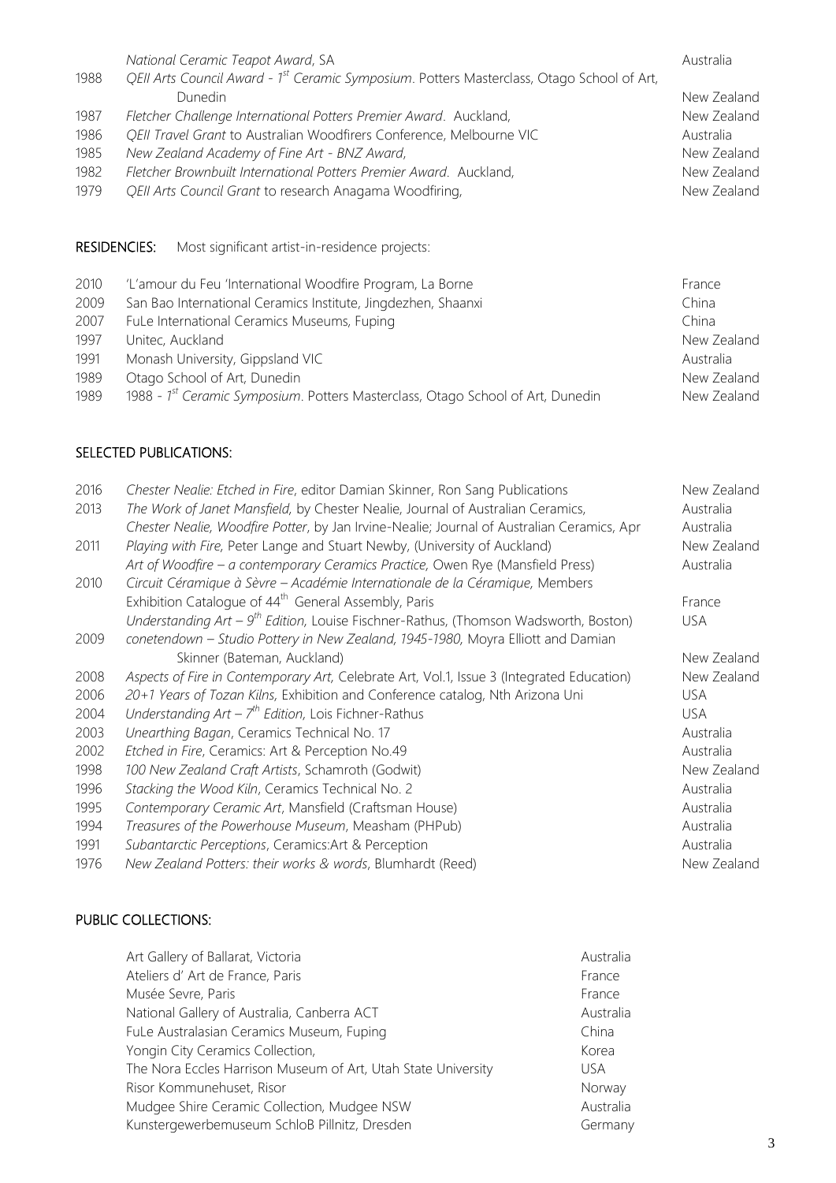| | | |
|---|---|---|
| | *National Ceramic Teapot Award*, SA | Australia |
| 1988 | *QEII Arts Council Award - 1st Ceramic Symposium*. Potters Masterclass, Otago School of Art, Dunedin | New Zealand |
| 1987 | *Fletcher Challenge International Potters Premier Award*. Auckland, | New Zealand |
| 1986 | *QEII Travel Grant* to Australian Woodfirers Conference, Melbourne VIC | Australia |
| 1985 | *New Zealand Academy of Fine Art - BNZ Award*, | New Zealand |
| 1982 | *Fletcher Brownbuilt International Potters Premier Award*. Auckland, | New Zealand |
| 1979 | *QEII Arts Council Grant* to research Anagama Woodfiring, | New Zealand |

**RESIDENCIES:** Most significant artist-in-residence projects:

| | | |
|---|---|---|
| 2010 | 'L'amour du Feu 'International Woodfire Program, La Borne | France |
| 2009 | San Bao International Ceramics Institute, Jingdezhen, Shaanxi | China |
| 2007 | FuLe International Ceramics Museums, Fuping | China |
| 1997 | Unitec, Auckland | New Zealand |
| 1991 | Monash University, Gippsland VIC | Australia |
| 1989 | Otago School of Art, Dunedin | New Zealand |
| 1989 | 1988 - *1st Ceramic Symposium*. Potters Masterclass, Otago School of Art, Dunedin | New Zealand |

## SELECTED PUBLICATIONS:

| | | |
|---|---|---|
| 2016 | *Chester Nealie: Etched in Fire*, editor Damian Skinner, Ron Sang Publications | New Zealand |
| 2013 | *The Work of Janet Mansfield*, by Chester Nealie, Journal of Australian Ceramics, | Australia |
| | *Chester Nealie, Woodfire Potter*, by Jan Irvine-Nealie; Journal of Australian Ceramics, Apr | Australia |
| 2011 | *Playing with Fire*, Peter Lange and Stuart Newby, (University of Auckland) | New Zealand |
| | *Art of Woodfire – a contemporary Ceramics Practice*, Owen Rye (Mansfield Press) | Australia |
| 2010 | *Circuit Céramique à Sèvre – Académie Internationale de la Céramique*, Members Exhibition Catalogue of 44th General Assembly, Paris | France |
| | *Understanding Art – 9th Edition*, Louise Fischner-Rathus, (Thomson Wadsworth, Boston) | USA |
| 2009 | *conetendown – Studio Pottery in New Zealand, 1945-1980*, Moyra Elliott and Damian Skinner (Bateman, Auckland) | New Zealand |
| 2008 | *Aspects of Fire in Contemporary Art*, Celebrate Art, Vol.1, Issue 3 (Integrated Education) | New Zealand |
| 2006 | *20+1 Years of Tozan Kilns*, Exhibition and Conference catalog, Nth Arizona Uni | USA |
| 2004 | *Understanding Art – 7th Edition*, Lois Fichner-Rathus | USA |
| 2003 | *Unearthing Bagan*, Ceramics Technical No. 17 | Australia |
| 2002 | *Etched in Fire*, Ceramics: Art & Perception No.49 | Australia |
| 1998 | *100 New Zealand Craft Artists*, Schamroth (Godwit) | New Zealand |
| 1996 | *Stacking the Wood Kiln*, Ceramics Technical No. 2 | Australia |
| 1995 | *Contemporary Ceramic Art*, Mansfield (Craftsman House) | Australia |
| 1994 | *Treasures of the Powerhouse Museum*, Measham (PHPub) | Australia |
| 1991 | *Subantarctic Perceptions*, Ceramics:Art & Perception | Australia |
| 1976 | *New Zealand Potters: their works & words*, Blumhardt (Reed) | New Zealand |

## PUBLIC COLLECTIONS:

| | |
|---|---|
| Art Gallery of Ballarat, Victoria | Australia |
| Ateliers d' Art de France, Paris | France |
| Musée Sevre, Paris | France |
| National Gallery of Australia, Canberra ACT | Australia |
| FuLe Australasian Ceramics Museum, Fuping | China |
| Yongin City Ceramics Collection, | Korea |
| The Nora Eccles Harrison Museum of Art, Utah State University | USA |
| Risor Kommunehuset, Risor | Norway |
| Mudgee Shire Ceramic Collection, Mudgee NSW | Australia |
| Kunstergewerbemuseum SchloB Pillnitz, Dresden | Germany |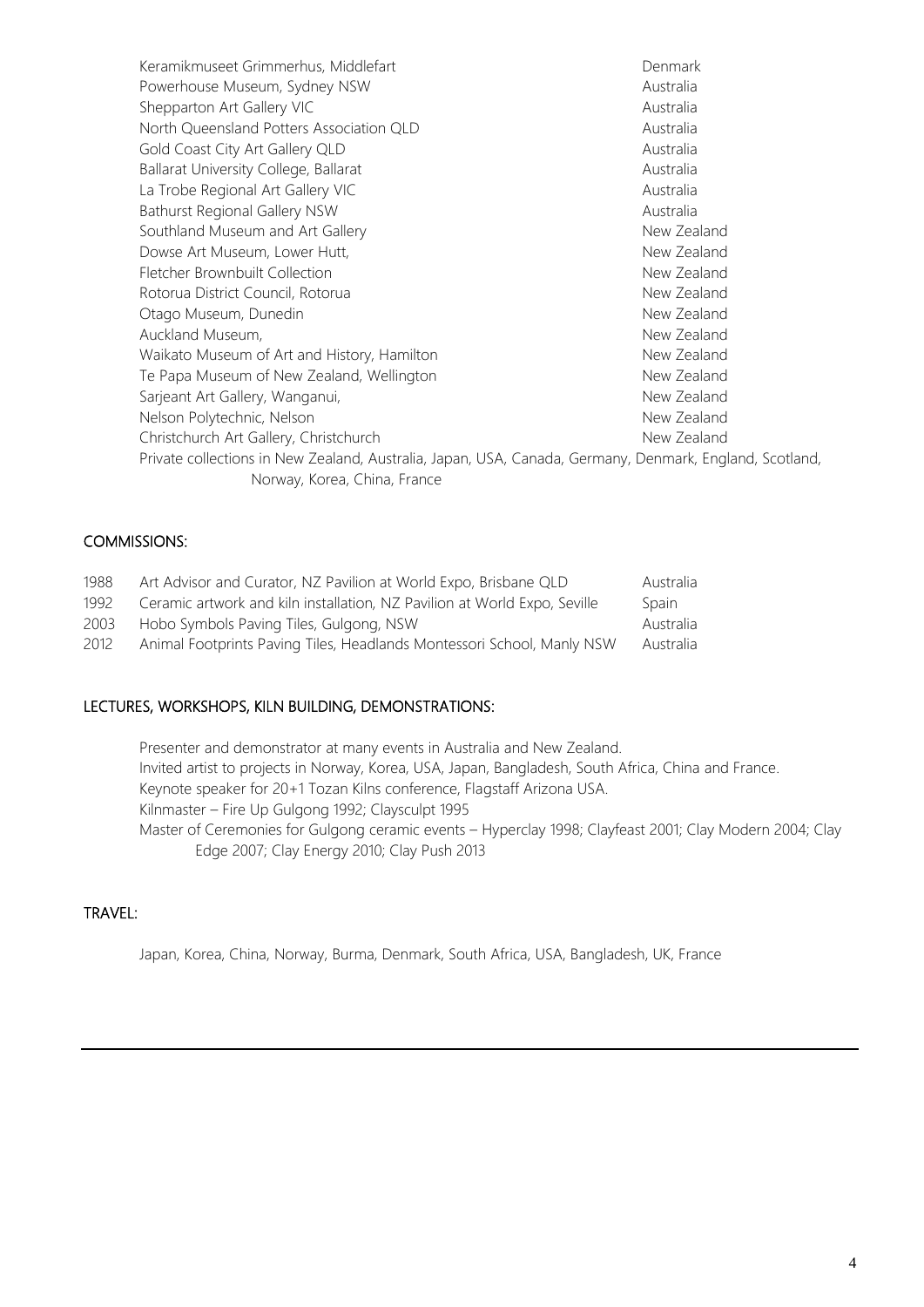| | |
|---|---|
| Keramikmuseet Grimmerhus, Middlefart | Denmark |
| Powerhouse Museum, Sydney NSW | Australia |
| Shepparton Art Gallery VIC | Australia |
| North Queensland Potters Association QLD | Australia |
| Gold Coast City Art Gallery QLD | Australia |
| Ballarat University College, Ballarat | Australia |
| La Trobe Regional Art Gallery VIC | Australia |
| Bathurst Regional Gallery NSW | Australia |
| Southland Museum and Art Gallery | New Zealand |
| Dowse Art Museum, Lower Hutt, | New Zealand |
| Fletcher Brownbuilt Collection | New Zealand |
| Rotorua District Council, Rotorua | New Zealand |
| Otago Museum, Dunedin | New Zealand |
| Auckland Museum, | New Zealand |
| Waikato Museum of Art and History, Hamilton | New Zealand |
| Te Papa Museum of New Zealand, Wellington | New Zealand |
| Sarjeant Art Gallery, Wanganui, | New Zealand |
| Nelson Polytechnic, Nelson | New Zealand |
| Christchurch Art Gallery, Christchurch | New Zealand |

Private collections in New Zealand, Australia, Japan, USA, Canada, Germany, Denmark, England, Scotland, Norway, Korea, China, France

## COMMISSIONS:

| | | |
|---|---|---|
| 1988 | Art Advisor and Curator, NZ Pavilion at World Expo, Brisbane QLD | Australia |
| 1992 | Ceramic artwork and kiln installation, NZ Pavilion at World Expo, Seville | Spain |
| 2003 | Hobo Symbols Paving Tiles, Gulgong, NSW | Australia |
| 2012 | Animal Footprints Paving Tiles, Headlands Montessori School, Manly NSW | Australia |

## LECTURES, WORKSHOPS, KILN BUILDING, DEMONSTRATIONS:

Presenter and demonstrator at many events in Australia and New Zealand.
Invited artist to projects in Norway, Korea, USA, Japan, Bangladesh, South Africa, China and France.
Keynote speaker for 20+1 Tozan Kilns conference, Flagstaff Arizona USA.
Kilnmaster – Fire Up Gulgong 1992; Claysculpt 1995
Master of Ceremonies for Gulgong ceramic events – Hyperclay 1998; Clayfeast 2001; Clay Modern 2004; Clay Edge 2007; Clay Energy 2010; Clay Push 2013

## TRAVEL:

Japan, Korea, China, Norway, Burma, Denmark, South Africa, USA, Bangladesh, UK, France